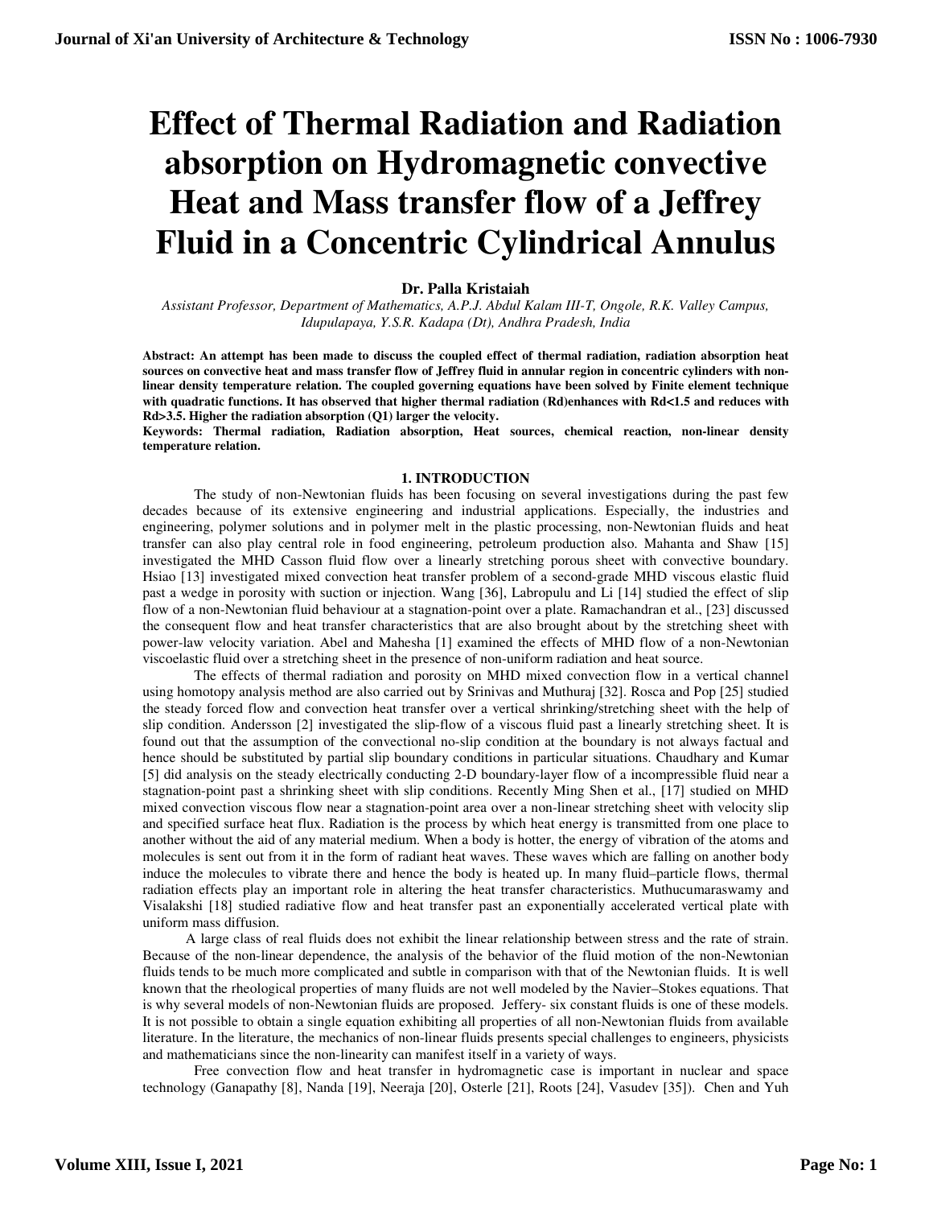# Effect of Thermal Radiation and Radiation absorption on Hydromagnetic convective Heat and Mass transfer flow of a Jeffrey Fluid in a Concentric Cylindrical Annulus

**Dr. Palla Kristaiah**

*Assistant Professor, Department of Mathematics, A.P.J. Abdul Kalam III-T, Ongole, R.K. Valley Campus, Idupulapaya, Y.S.R. Kadapa (Dt), Andhra Pradesh, India*

**Abstract: An attempt has been made to discuss the coupled effect of thermal radiation, radiation absorption heat sources on convective heat and mass transfer flow of Jeffrey fluid in annular region in concentric cylinders with non-linear density temperature relation. The coupled governing equations have been solved by Finite element technique with quadratic functions. It has observed that higher thermal radiation (Rd)enhances with Rd<1.5 and reduces with Rd>3.5. Higher the radiation absorption (Q1) larger the velocity.**

**Keywords: Thermal radiation, Radiation absorption, Heat sources, chemical reaction, non-linear density temperature relation.**

## 1. INTRODUCTION

The study of non-Newtonian fluids has been focusing on several investigations during the past few decades because of its extensive engineering and industrial applications. Especially, the industries and engineering, polymer solutions and in polymer melt in the plastic processing, non-Newtonian fluids and heat transfer can also play central role in food engineering, petroleum production also. Mahanta and Shaw [15] investigated the MHD Casson fluid flow over a linearly stretching porous sheet with convective boundary. Hsiao [13] investigated mixed convection heat transfer problem of a second-grade MHD viscous elastic fluid past a wedge in porosity with suction or injection. Wang [36], Labropulu and Li [14] studied the effect of slip flow of a non-Newtonian fluid behaviour at a stagnation-point over a plate. Ramachandran et al., [23] discussed the consequent flow and heat transfer characteristics that are also brought about by the stretching sheet with power-law velocity variation. Abel and Mahesha [1] examined the effects of MHD flow of a non-Newtonian viscoelastic fluid over a stretching sheet in the presence of non-uniform radiation and heat source.

The effects of thermal radiation and porosity on MHD mixed convection flow in a vertical channel using homotopy analysis method are also carried out by Srinivas and Muthuraj [32]. Rosca and Pop [25] studied the steady forced flow and convection heat transfer over a vertical shrinking/stretching sheet with the help of slip condition. Andersson [2] investigated the slip-flow of a viscous fluid past a linearly stretching sheet. It is found out that the assumption of the convectional no-slip condition at the boundary is not always factual and hence should be substituted by partial slip boundary conditions in particular situations. Chaudhary and Kumar [5] did analysis on the steady electrically conducting 2-D boundary-layer flow of a incompressible fluid near a stagnation-point past a shrinking sheet with slip conditions. Recently Ming Shen et al., [17] studied on MHD mixed convection viscous flow near a stagnation-point area over a non-linear stretching sheet with velocity slip and specified surface heat flux. Radiation is the process by which heat energy is transmitted from one place to another without the aid of any material medium. When a body is hotter, the energy of vibration of the atoms and molecules is sent out from it in the form of radiant heat waves. These waves which are falling on another body induce the molecules to vibrate there and hence the body is heated up. In many fluid–particle flows, thermal radiation effects play an important role in altering the heat transfer characteristics. Muthucumaraswamy and Visalakshi [18] studied radiative flow and heat transfer past an exponentially accelerated vertical plate with uniform mass diffusion.

A large class of real fluids does not exhibit the linear relationship between stress and the rate of strain. Because of the non-linear dependence, the analysis of the behavior of the fluid motion of the non-Newtonian fluids tends to be much more complicated and subtle in comparison with that of the Newtonian fluids. It is well known that the rheological properties of many fluids are not well modeled by the Navier–Stokes equations. That is why several models of non-Newtonian fluids are proposed. Jeffery- six constant fluids is one of these models. It is not possible to obtain a single equation exhibiting all properties of all non-Newtonian fluids from available literature. In the literature, the mechanics of non-linear fluids presents special challenges to engineers, physicists and mathematicians since the non-linearity can manifest itself in a variety of ways.

Free convection flow and heat transfer in hydromagnetic case is important in nuclear and space technology (Ganapathy [8], Nanda [19], Neeraja [20], Osterle [21], Roots [24], Vasudev [35]). Chen and Yuh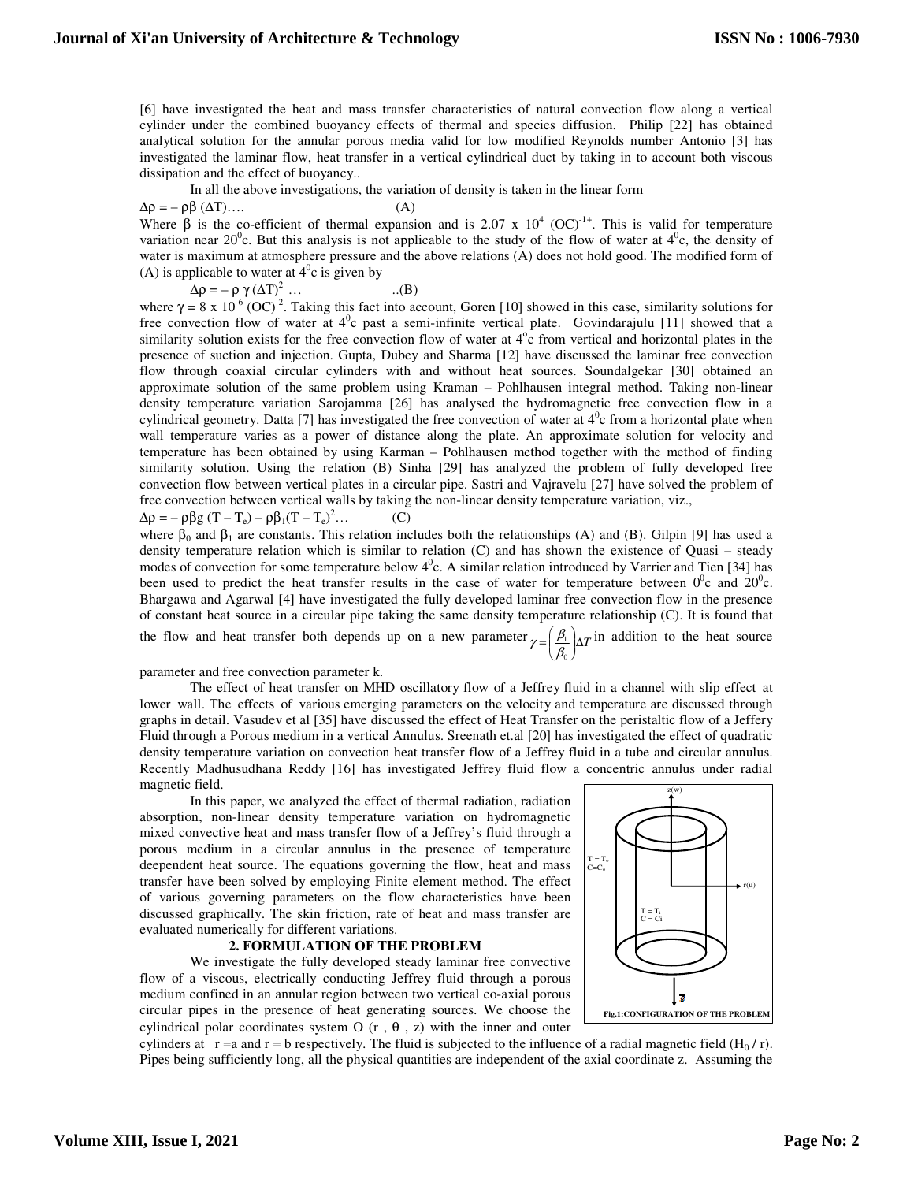[6] have investigated the heat and mass transfer characteristics of natural convection flow along a vertical cylinder under the combined buoyancy effects of thermal and species diffusion. Philip [22] has obtained analytical solution for the annular porous media valid for low modified Reynolds number Antonio [3] has investigated the laminar flow, heat transfer in a vertical cylindrical duct by taking in to account both viscous dissipation and the effect of buoyancy..

In all the above investigations, the variation of density is taken in the linear form

$\Delta\rho = -\rho\beta\,(\Delta T)$…. (A)

Where $\beta$ is the co-efficient of thermal expansion and is $2.07 \times 10^4\ (OC)^{-1+}$. This is valid for temperature variation near $20^0$c. But this analysis is not applicable to the study of the flow of water at $4^0$c, the density of water is maximum at atmosphere pressure and the above relations (A) does not hold good. The modified form of (A) is applicable to water at $4^0$c is given by

$\Delta\rho = -\rho\,\gamma\,(\Delta T)^2$ … ..(B)

where $\gamma = 8 \times 10^{-6}\ (OC)^{-2}$. Taking this fact into account, Goren [10] showed in this case, similarity solutions for free convection flow of water at $4^0$c past a semi-infinite vertical plate. Govindarajulu [11] showed that a similarity solution exists for the free convection flow of water at $4^o$c from vertical and horizontal plates in the presence of suction and injection. Gupta, Dubey and Sharma [12] have discussed the laminar free convection flow through coaxial circular cylinders with and without heat sources. Soundalgekar [30] obtained an approximate solution of the same problem using Kraman – Pohlhausen integral method. Taking non-linear density temperature variation Sarojamma [26] has analysed the hydromagnetic free convection flow in a cylindrical geometry. Datta [7] has investigated the free convection of water at $4^0$c from a horizontal plate when wall temperature varies as a power of distance along the plate. An approximate solution for velocity and temperature has been obtained by using Karman – Pohlhausen method together with the method of finding similarity solution. Using the relation (B) Sinha [29] has analyzed the problem of fully developed free convection flow between vertical plates in a circular pipe. Sastri and Vajravelu [27] have solved the problem of free convection between vertical walls by taking the non-linear density temperature variation, viz.,

$\Delta\rho = -\rho\beta g\,(T - T_e) - \rho\beta_1 (T - T_e)^2$… (C)

where $\beta_0$ and $\beta_1$ are constants. This relation includes both the relationships (A) and (B). Gilpin [9] has used a density temperature relation which is similar to relation (C) and has shown the existence of Quasi – steady modes of convection for some temperature below $4^0$c. A similar relation introduced by Varrier and Tien [34] has been used to predict the heat transfer results in the case of water for temperature between $0^0$c and $20^0$c. Bhargawa and Agarwal [4] have investigated the fully developed laminar free convection flow in the presence of constant heat source in a circular pipe taking the same density temperature relationship (C). It is found that the flow and heat transfer both depends up on a new parameter $\gamma = \left(\frac{\beta_1}{\beta_0}\right)\Delta T$ in addition to the heat source parameter and free convection parameter k.

The effect of heat transfer on MHD oscillatory flow of a Jeffrey fluid in a channel with slip effect at lower wall. The effects of various emerging parameters on the velocity and temperature are discussed through graphs in detail. Vasudev et al [35] have discussed the effect of Heat Transfer on the peristaltic flow of a Jeffery Fluid through a Porous medium in a vertical Annulus. Sreenath et.al [20] has investigated the effect of quadratic density temperature variation on convection heat transfer flow of a Jeffrey fluid in a tube and circular annulus. Recently Madhusudhana Reddy [16] has investigated Jeffrey fluid flow a concentric annulus under radial magnetic field.

In this paper, we analyzed the effect of thermal radiation, radiation absorption, non-linear density temperature variation on hydromagnetic mixed convective heat and mass transfer flow of a Jeffrey's fluid through a porous medium in a circular annulus in the presence of temperature deependent heat source. The equations governing the flow, heat and mass transfer have been solved by employing Finite element method. The effect of various governing parameters on the flow characteristics have been discussed graphically. The skin friction, rate of heat and mass transfer are evaluated numerically for different variations.

## 2. FORMULATION OF THE PROBLEM

We investigate the fully developed steady laminar free convective flow of a viscous, electrically conducting Jeffrey fluid through a porous medium confined in an annular region between two vertical co-axial porous circular pipes in the presence of heat generating sources. We choose the cylindrical polar coordinates system O (r , θ , z) with the inner and outer cylinders at r =a and r = b respectively. The fluid is subjected to the influence of a radial magnetic field ($H_0$ / r). Pipes being sufficiently long, all the physical quantities are independent of the axial coordinate z. Assuming the

Fig.1:CONFIGURATION OF THE PROBLEM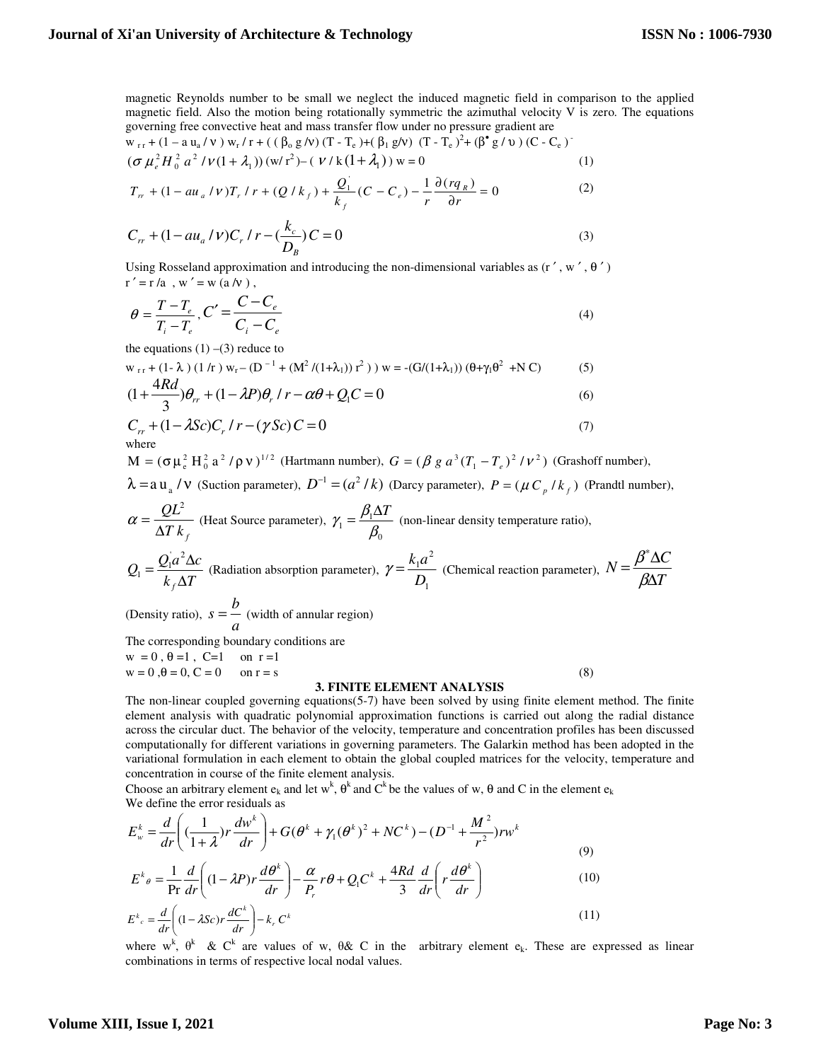magnetic Reynolds number to be small we neglect the induced magnetic field in comparison to the applied magnetic field. Also the motion being rotationally symmetric the azimuthal velocity V is zero. The equations governing free convective heat and mass transfer flow under no pressure gradient are

$$w_{rr} + (1 - a\,u_a / \nu)\, w_r / r + ((\beta_o g/\nu)(T - T_e) + (\beta_1 g/\nu)(T - T_e)^2 + (\beta^{\bullet} g/\upsilon)(C - C_e)^{-} (\sigma \mu_e^2 H_0^2 a^2 / \nu(1+\lambda_1))(w/r^2) - (\nu / k(1+\lambda_1))\, w = 0 \quad (1)$$

$$T_{rr} + (1 - au_a/\nu)T_r / r + (Q/k_f) + \frac{Q_1^{'}}{k_f}(C - C_e) - \frac{1}{r}\frac{\partial (rq_R)}{\partial r} = 0 \quad (2)$$

$$C_{rr} + (1 - au_a/\nu)C_r / r - (\frac{k_c}{D_B})C = 0 \quad (3)$$

Using Rosseland approximation and introducing the non-dimensional variables as $(r', w', \theta')$

$r' = r/a$ , $w' = w\,(a/\nu)$ ,

$$\theta = \frac{T - T_e}{T_i - T_e}, C' = \frac{C - C_e}{C_i - C_e} \quad (4)$$

the equations (1) –(3) reduce to

$$w_{rr} + (1-\lambda)(1/r)\, w_r - (D^{-1} + (M^2/(1+\lambda_1))\, r^2))\, w = -(G/(1+\lambda_1))(\theta + \gamma_1\theta^2 + N\,C) \quad (5)$$

$$(1 + \frac{4Rd}{3})\theta_{rr} + (1 - \lambda P)\theta_r / r - \alpha\theta + Q_1 C = 0 \quad (6)$$

$$C_{rr} + (1 - \lambda Sc)C_r / r - (\gamma Sc)\, C = 0 \quad (7)$$

where

$M = (\sigma \mu_e^2 H_0^2 a^2 / \rho \nu)^{1/2}$ (Hartmann number), $G = (\beta\, g\, a^3 (T_1 - T_e)^2 / \nu^2)$ (Grashoff number),

$\lambda = a\,u_a / \nu$ (Suction parameter), $D^{-1} = (a^2/k)$ (Darcy parameter), $P = (\mu C_p / k_f)$ (Prandtl number),

$\alpha = \frac{QL^2}{\Delta T\, k_f}$ (Heat Source parameter), $\gamma_1 = \frac{\beta_1 \Delta T}{\beta_0}$ (non-linear density temperature ratio),

$Q_1 = \frac{Q_1^{'} a^2 \Delta c}{k_f \Delta T}$ (Radiation absorption parameter), $\gamma = \frac{k_1 a^2}{D_1}$ (Chemical reaction parameter), $N = \frac{\beta^* \Delta C}{\beta \Delta T}$

(Density ratio), $s = \frac{b}{a}$ (width of annular region)

The corresponding boundary conditions are

$w = 0$, $\theta = 1$, $C=1$ on $r = 1$

$w = 0$, $\theta = 0$, $C = 0$ on $r = s$ (8)

### 3. FINITE ELEMENT ANALYSIS

The non-linear coupled governing equations(5-7) have been solved by using finite element method. The finite element analysis with quadratic polynomial approximation functions is carried out along the radial distance across the circular duct. The behavior of the velocity, temperature and concentration profiles has been discussed computationally for different variations in governing parameters. The Galarkin method has been adopted in the variational formulation in each element to obtain the global coupled matrices for the velocity, temperature and concentration in course of the finite element analysis.

Choose an arbitrary element $e_k$ and let $w^k$, $\theta^k$ and $C^k$ be the values of w, θ and C in the element $e_k$

We define the error residuals as

$$E_w^k = \frac{d}{dr}\left( (\frac{1}{1+\lambda}) r \frac{dw^k}{dr} \right) + G(\theta^k + \gamma_1(\theta^k)^2 + NC^k) - (D^{-1} + \frac{M^2}{r^2}) r w^k \quad (9)$$

$$E^k{}_\theta = \frac{1}{\Pr}\frac{d}{dr}\left( (1 - \lambda P) r \frac{d\theta^k}{dr} \right) - \frac{\alpha}{P_r} r\theta + Q_1 C^k + \frac{4Rd}{3}\frac{d}{dr}\left( r\frac{d\theta^k}{dr} \right) \quad (10)$$

$$E^k{}_c = \frac{d}{dr}\left( (1 - \lambda Sc) r \frac{dC^k}{dr} \right) - k_r C^k \quad (11)$$

where $w^k$, $\theta^k$ & $C^k$ are values of w, θ& C in the arbitrary element $e_k$. These are expressed as linear combinations in terms of respective local nodal values.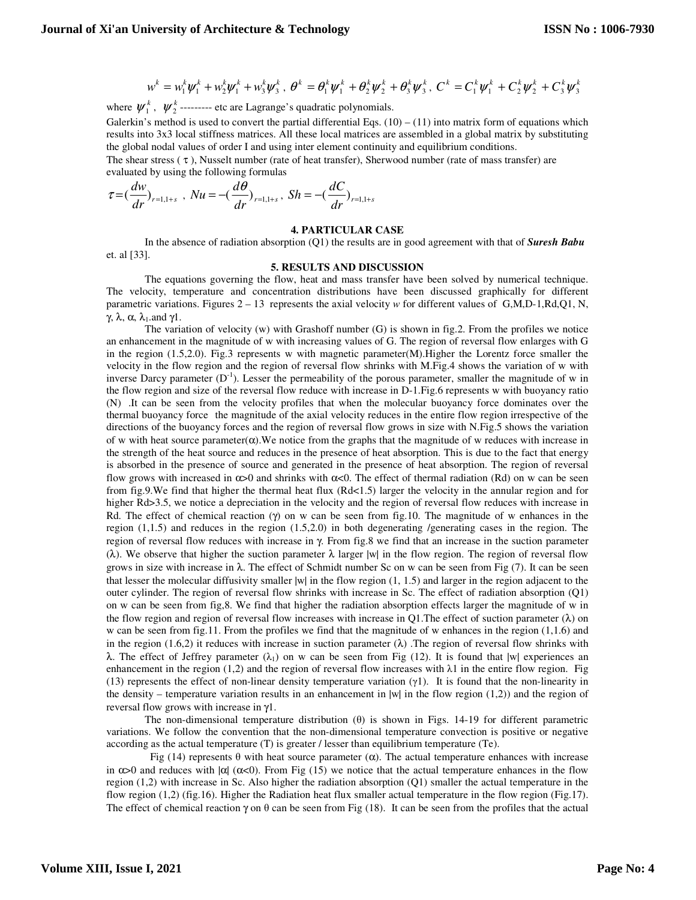$$w^k = w_1^k \psi_1^k + w_2^k \psi_1^k + w_3^k \psi_3^k \,,\ \theta^k = \theta_1^k \psi_1^k + \theta_2^k \psi_2^k + \theta_3^k \psi_3^k \,,\ C^k = C_1^k \psi_1^k + C_2^k \psi_2^k + C_3^k \psi_3^k$$

where $\psi_1^k$, $\psi_2^k$ --------- etc are Lagrange's quadratic polynomials.

Galerkin's method is used to convert the partial differential Eqs. (10) – (11) into matrix form of equations which results into 3x3 local stiffness matrices. All these local matrices are assembled in a global matrix by substituting the global nodal values of order I and using inter element continuity and equilibrium conditions.

The shear stress ( $\tau$ ), Nusselt number (rate of heat transfer), Sherwood number (rate of mass transfer) are evaluated by using the following formulas

$$\tau = (\frac{dw}{dr})_{r=1,1+s} \,,\ Nu = -(\frac{d\theta}{dr})_{r=1,1+s} \,,\ Sh = -(\frac{dC}{dr})_{r=1,1+s}$$

## 4. PARTICULAR CASE

In the absence of radiation absorption (Q1) the results are in good agreement with that of ***Suresh Babu*** et. al [33].

## 5. RESULTS AND DISCUSSION

The equations governing the flow, heat and mass transfer have been solved by numerical technique. The velocity, temperature and concentration distributions have been discussed graphically for different parametric variations. Figures 2 – 13 represents the axial velocity *w* for different values of G,M,D-1,Rd,Q1, N, $\gamma$, $\lambda$, $\alpha$, $\lambda_1$.and $\gamma$1.

The variation of velocity (w) with Grashoff number (G) is shown in fig.2. From the profiles we notice an enhancement in the magnitude of w with increasing values of G. The region of reversal flow enlarges with G in the region (1.5,2.0). Fig.3 represents w with magnetic parameter(M).Higher the Lorentz force smaller the velocity in the flow region and the region of reversal flow shrinks with M.Fig.4 shows the variation of w with inverse Darcy parameter ($D^{-1}$). Lesser the permeability of the porous parameter, smaller the magnitude of w in the flow region and size of the reversal flow reduce with increase in D-1.Fig.6 represents w with buoyancy ratio (N) .It can be seen from the velocity profiles that when the molecular buoyancy force dominates over the thermal buoyancy force the magnitude of the axial velocity reduces in the entire flow region irrespective of the directions of the buoyancy forces and the region of reversal flow grows in size with N.Fig.5 shows the variation of w with heat source parameter($\alpha$).We notice from the graphs that the magnitude of w reduces with increase in the strength of the heat source and reduces in the presence of heat absorption. This is due to the fact that energy is absorbed in the presence of source and generated in the presence of heat absorption. The region of reversal flow grows with increased in $\alpha$>0 and shrinks with $\alpha$<0. The effect of thermal radiation (Rd) on w can be seen from fig.9.We find that higher the thermal heat flux (Rd<1.5) larger the velocity in the annular region and for higher Rd>3.5, we notice a depreciation in the velocity and the region of reversal flow reduces with increase in Rd. The effect of chemical reaction ($\gamma$) on w can be seen from fig.10. The magnitude of w enhances in the region (1,1.5) and reduces in the region (1.5,2.0) in both degenerating /generating cases in the region. The region of reversal flow reduces with increase in $\gamma$. From fig.8 we find that an increase in the suction parameter ($\lambda$). We observe that higher the suction parameter $\lambda$ larger |w| in the flow region. The region of reversal flow grows in size with increase in $\lambda$. The effect of Schmidt number Sc on w can be seen from Fig (7). It can be seen that lesser the molecular diffusivity smaller |w| in the flow region (1, 1.5) and larger in the region adjacent to the outer cylinder. The region of reversal flow shrinks with increase in Sc. The effect of radiation absorption (Q1) on w can be seen from fig,8. We find that higher the radiation absorption effects larger the magnitude of w in the flow region and region of reversal flow increases with increase in Q1.The effect of suction parameter ($\lambda$) on w can be seen from fig.11. From the profiles we find that the magnitude of w enhances in the region (1,1.6) and in the region (1.6,2) it reduces with increase in suction parameter ($\lambda$) .The region of reversal flow shrinks with $\lambda$. The effect of Jeffrey parameter ($\lambda_1$) on w can be seen from Fig (12). It is found that |w| experiences an enhancement in the region (1,2) and the region of reversal flow increases with $\lambda$1 in the entire flow region. Fig (13) represents the effect of non-linear density temperature variation ($\gamma$1). It is found that the non-linearity in the density – temperature variation results in an enhancement in |w| in the flow region (1,2)) and the region of reversal flow grows with increase in $\gamma$1.

The non-dimensional temperature distribution ($\theta$) is shown in Figs. 14-19 for different parametric variations. We follow the convention that the non-dimensional temperature convection is positive or negative according as the actual temperature (T) is greater / lesser than equilibrium temperature (Te).

Fig (14) represents $\theta$ with heat source parameter ($\alpha$). The actual temperature enhances with increase in $\alpha$>0 and reduces with |$\alpha$| ($\alpha$<0). From Fig (15) we notice that the actual temperature enhances in the flow region (1,2) with increase in Sc. Also higher the radiation absorption (Q1) smaller the actual temperature in the flow region (1,2) (fig.16). Higher the Radiation heat flux smaller actual temperature in the flow region (Fig.17). The effect of chemical reaction $\gamma$ on $\theta$ can be seen from Fig (18). It can be seen from the profiles that the actual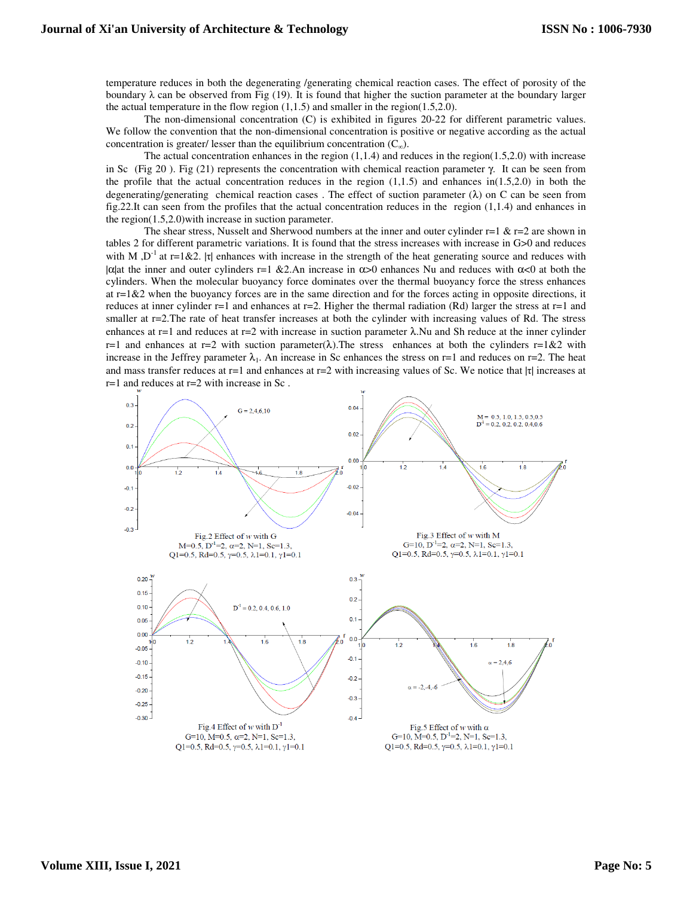temperature reduces in both the degenerating /generating chemical reaction cases. The effect of porosity of the boundary $\lambda$ can be observed from Fig (19). It is found that higher the suction parameter at the boundary larger the actual temperature in the flow region (1,1.5) and smaller in the region(1.5,2.0).

The non-dimensional concentration (C) is exhibited in figures 20-22 for different parametric values. We follow the convention that the non-dimensional concentration is positive or negative according as the actual concentration is greater/ lesser than the equilibrium concentration ($C_{\infty}$).

The actual concentration enhances in the region (1,1.4) and reduces in the region(1.5,2.0) with increase in Sc (Fig 20 ). Fig (21) represents the concentration with chemical reaction parameter $\gamma$. It can be seen from the profile that the actual concentration reduces in the region (1,1.5) and enhances in(1.5,2.0) in both the degenerating/generating chemical reaction cases . The effect of suction parameter ($\lambda$) on C can be seen from fig.22.It can seen from the profiles that the actual concentration reduces in the region (1,1.4) and enhances in the region(1.5,2.0)with increase in suction parameter.

The shear stress, Nusselt and Sherwood numbers at the inner and outer cylinder r=1 & r=2 are shown in tables 2 for different parametric variations. It is found that the stress increases with increase in G>0 and reduces with M ,$D^{-1}$ at r=1&2. $|\tau|$ enhances with increase in the strength of the heat generating source and reduces with $|\alpha|$at the inner and outer cylinders r=1 &2.An increase in $\alpha$>0 enhances Nu and reduces with $\alpha$<0 at both the cylinders. When the molecular buoyancy force dominates over the thermal buoyancy force the stress enhances at r=1&2 when the buoyancy forces are in the same direction and for the forces acting in opposite directions, it reduces at inner cylinder r=1 and enhances at r=2. Higher the thermal radiation (Rd) larger the stress at r=1 and smaller at r=2.The rate of heat transfer increases at both the cylinder with increasing values of Rd. The stress enhances at r=1 and reduces at r=2 with increase in suction parameter $\lambda$.Nu and Sh reduce at the inner cylinder r=1 and enhances at r=2 with suction parameter($\lambda$).The stress enhances at both the cylinders r=1&2 with increase in the Jeffrey parameter $\lambda_1$. An increase in Sc enhances the stress on r=1 and reduces on r=2. The heat and mass transfer reduces at r=1 and enhances at r=2 with increasing values of Sc. We notice that $|\tau|$ increases at r=1 and reduces at r=2 with increase in Sc .

Fig.2 Effect of $w$ with G
M=0.5, $D^{-1}$=2, $\alpha$=2, N=1, Sc=1.3,
Q1=0.5, Rd=0.5, $\gamma$=0.5, $\lambda$1=0.1, $\gamma$1=0.1

Fig.3 Effect of $w$ with M
G=10, $D^{-1}$=2, $\alpha$=2, N=1, Sc=1.3,
Q1=0.5, Rd=0.5, $\gamma$=0.5, $\lambda$1=0.1, $\gamma$1=0.1

Fig.4 Effect of $w$ with $D^{-1}$
G=10, M=0.5, $\alpha$=2, N=1, Sc=1.3,
Q1=0.5, Rd=0.5, $\gamma$=0.5, $\lambda$1=0.1, $\gamma$1=0.1

Fig.5 Effect of $w$ with $\alpha$
G=10, M=0.5, $D^{-1}$=2, N=1, Sc=1.3,
Q1=0.5, Rd=0.5, $\gamma$=0.5, $\lambda$1=0.1, $\gamma$1=0.1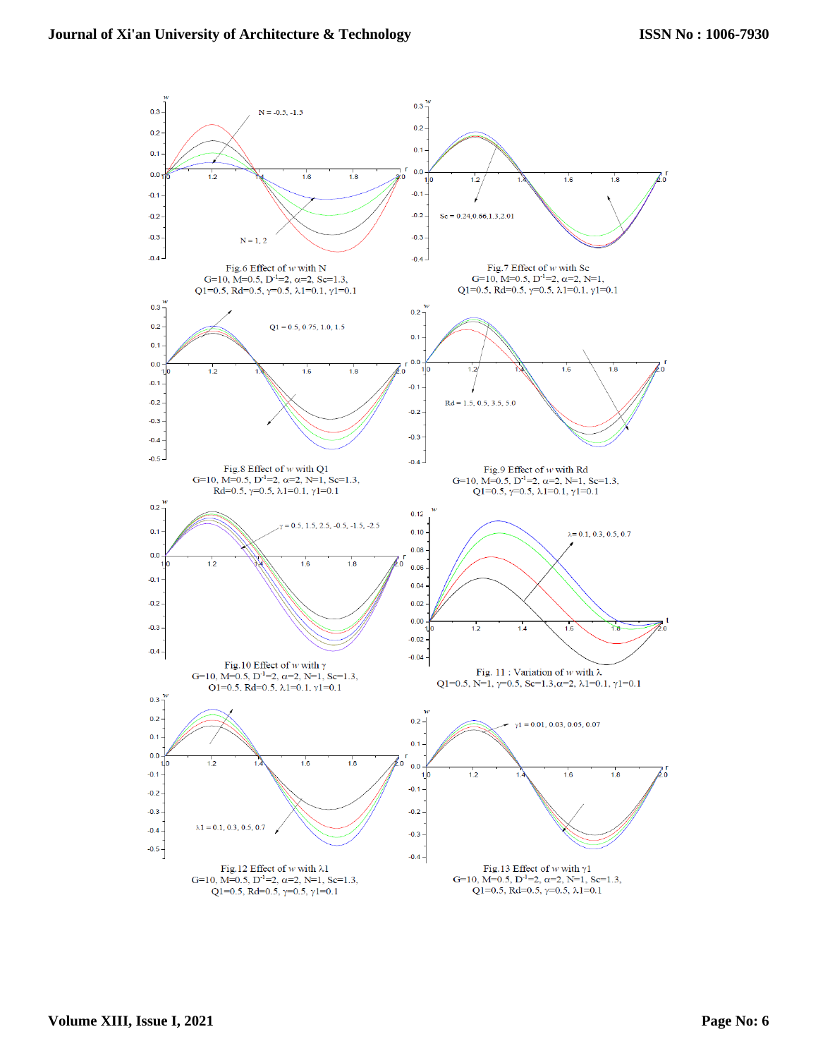Fig.6 Effect of $w$ with N
G=10, M=0.5, $D^{-1}$=2, $\alpha$=2, Sc=1.3,
Q1=0.5, Rd=0.5, $\gamma$=0.5, $\lambda$1=0.1, $\gamma$1=0.1

Fig.7 Effect of $w$ with Sc
G=10, M=0.5, $D^{-1}$=2, $\alpha$=2, N=1,
Q1=0.5, Rd=0.5, $\gamma$=0.5, $\lambda$1=0.1, $\gamma$1=0.1

Fig.8 Effect of $w$ with Q1
G=10, M=0.5, $D^{-1}$=2, $\alpha$=2, N=1, Sc=1.3,
Rd=0.5, $\gamma$=0.5, $\lambda$1=0.1, $\gamma$1=0.1

Fig.9 Effect of $w$ with Rd
G=10, M=0.5, $D^{-1}$=2, $\alpha$=2, N=1, Sc=1.3,
Q1=0.5, $\gamma$=0.5, $\lambda$1=0.1, $\gamma$1=0.1

Fig.10 Effect of $w$ with $\gamma$
G=10, M=0.5, $D^{-1}$=2, $\alpha$=2, N=1, Sc=1.3,
Q1=0.5, Rd=0.5, $\lambda$1=0.1, $\gamma$1=0.1

Fig. 11 : Variation of $w$ with $\lambda$
Q1=0.5, N=1, $\gamma$=0.5, Sc=1.3,$\alpha$=2, $\lambda$1=0.1, $\gamma$1=0.1

Fig.12 Effect of $w$ with $\lambda$1
G=10, M=0.5, $D^{-1}$=2, $\alpha$=2, N=1, Sc=1.3,
Q1=0.5, Rd=0.5, $\gamma$=0.5, $\gamma$1=0.1

Fig.13 Effect of $w$ with $\gamma$1
G=10, M=0.5, $D^{-1}$=2, $\alpha$=2, N=1, Sc=1.3,
Q1=0.5, Rd=0.5, $\gamma$=0.5, $\lambda$1=0.1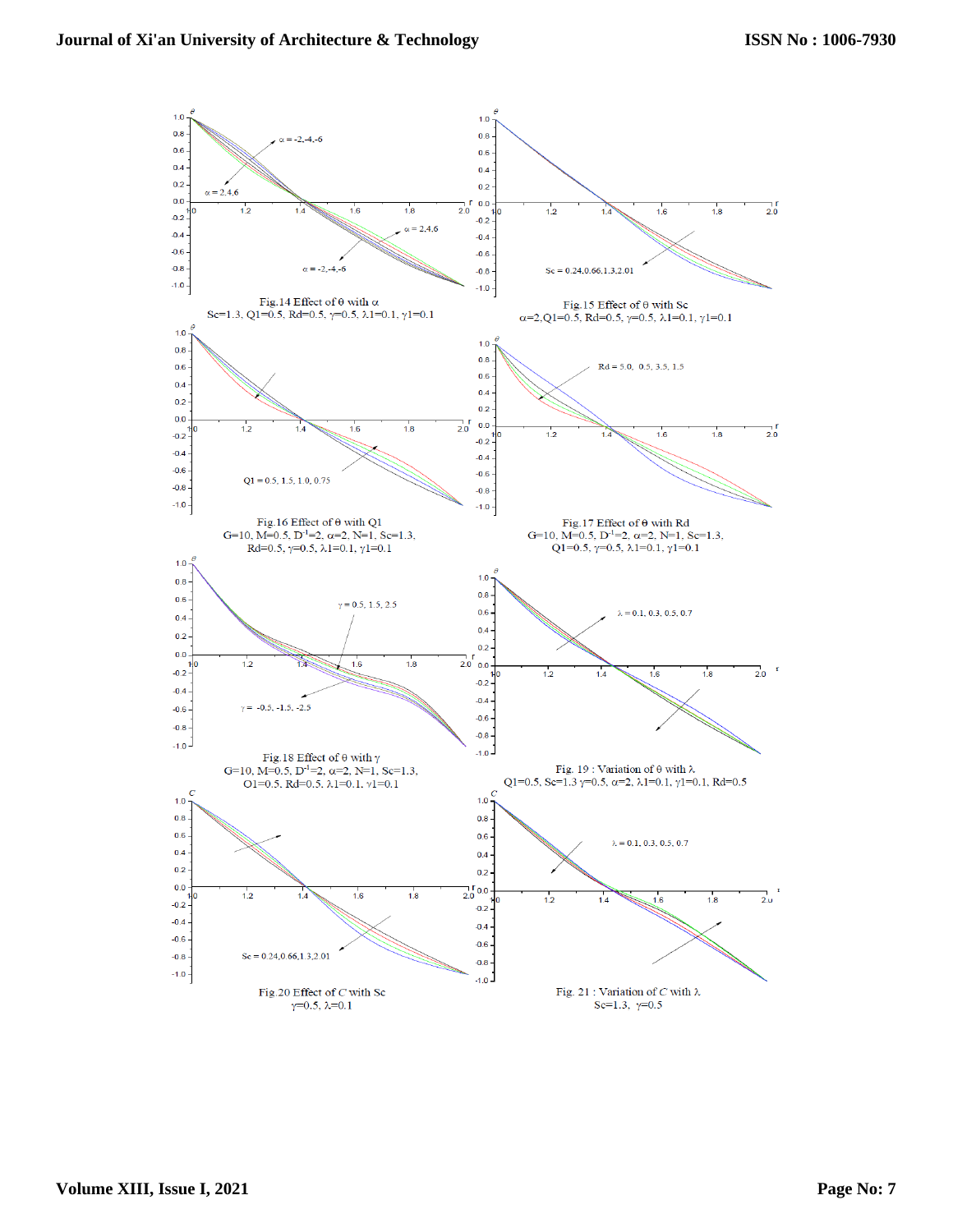Fig.14 Effect of θ with α
Sc=1.3, Q1=0.5, Rd=0.5, γ=0.5, λ1=0.1, γ1=0.1

Fig.15 Effect of θ with Sc
α=2,Q1=0.5, Rd=0.5, γ=0.5, λ1=0.1, γ1=0.1

Fig.16 Effect of θ with Q1
G=10, M=0.5, $D^{-1}$=2, α=2, N=1, Sc=1.3,
Rd=0.5, γ=0.5, λ1=0.1, γ1=0.1

Fig.17 Effect of θ with Rd
G=10, M=0.5, $D^{-1}$=2, α=2, N=1, Sc=1.3,
Q1=0.5, γ=0.5, λ1=0.1, γ1=0.1

Fig.18 Effect of θ with γ
G=10, M=0.5, $D^{-1}$=2, α=2, N=1, Sc=1.3,
Q1=0.5, Rd=0.5, λ1=0.1, γ1=0.1

Fig. 19 : Variation of θ with λ
Q1=0.5, Sc=1.3 γ=0.5, α=2, λ1=0.1, γ1=0.1, Rd=0.5

Fig.20 Effect of *C* with Sc
γ=0.5, λ=0.1

Fig. 21 : Variation of *C* with λ
Sc=1.3, γ=0.5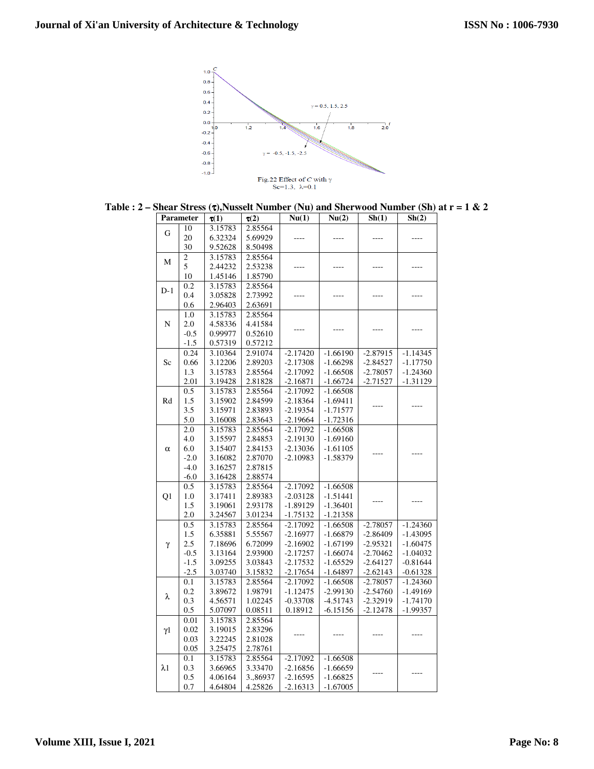Fig.22 Effect of $C$ with $\gamma$
Sc=1.3, $\lambda$=0.1

**Table : 2 – Shear Stress ($\tau$),Nusselt Number (Nu) and Sherwood Number (Sh) at r = 1 & 2**

| Parameter | | $\tau(1)$ | $\tau(2)$ | Nu(1) | Nu(2) | Sh(1) | Sh(2) |
|---|---|---|---|---|---|---|---|
| G | 10 | 3.15783 | 2.85564 | ---- | ---- | ---- | ---- |
| | 20 | 6.32324 | 5.69929 | | | | |
| | 30 | 9.52628 | 8.50498 | | | | |
| M | 2 | 3.15783 | 2.85564 | ---- | ---- | ---- | ---- |
| | 5 | 2.44232 | 2.53238 | | | | |
| | 10 | 1.45146 | 1.85790 | | | | |
| D-1 | 0.2 | 3.15783 | 2.85564 | ---- | ---- | ---- | ---- |
| | 0.4 | 3.05828 | 2.73992 | | | | |
| | 0.6 | 2.96403 | 2.63691 | | | | |
| N | 1.0 | 3.15783 | 2.85564 | ---- | ---- | ---- | ---- |
| | 2.0 | 4.58336 | 4.41584 | | | | |
| | -0.5 | 0.99977 | 0.52610 | | | | |
| | -1.5 | 0.57319 | 0.57212 | | | | |
| Sc | 0.24 | 3.10364 | 2.91074 | -2.17420 | -1.66190 | -2.87915 | -1.14345 |
| | 0.66 | 3.12206 | 2.89203 | -2.17308 | -1.66298 | -2.84527 | -1.17750 |
| | 1.3 | 3.15783 | 2.85564 | -2.17092 | -1.66508 | -2.78057 | -1.24360 |
| | 2.01 | 3.19428 | 2.81828 | -2.16871 | -1.66724 | -2.71527 | -1.31129 |
| Rd | 0.5 | 3.15783 | 2.85564 | -2.17092 | -1.66508 | ---- | ---- |
| | 1.5 | 3.15902 | 2.84599 | -2.18364 | -1.69411 | | |
| | 3.5 | 3.15971 | 2.83893 | -2.19354 | -1.71577 | | |
| | 5.0 | 3.16008 | 2.83643 | -2.19664 | -1.72316 | | |
| $\alpha$ | 2.0 | 3.15783 | 2.85564 | -2.17092 | -1.66508 | ---- | ---- |
| | 4.0 | 3.15597 | 2.84853 | -2.19130 | -1.69160 | | |
| | 6.0 | 3.15407 | 2.84153 | -2.13036 | -1.61105 | | |
| | -2.0 | 3.16082 | 2.87070 | -2.10983 | -1.58379 | | |
| | -4.0 | 3.16257 | 2.87815 | | | | |
| | -6.0 | 3.16428 | 2.88574 | | | | |
| Q1 | 0.5 | 3.15783 | 2.85564 | -2.17092 | -1.66508 | ---- | ---- |
| | 1.0 | 3.17411 | 2.89383 | -2.03128 | -1.51441 | | |
| | 1.5 | 3.19061 | 2.93178 | -1.89129 | -1.36401 | | |
| | 2.0 | 3.24567 | 3.01234 | -1.75132 | -1.21358 | | |
| $\gamma$ | 0.5 | 3.15783 | 2.85564 | -2.17092 | -1.66508 | -2.78057 | -1.24360 |
| | 1.5 | 6.35881 | 5.55567 | -2.16977 | -1.66879 | -2.86409 | -1.43095 |
| | 2.5 | 7.18696 | 6.72099 | -2.16902 | -1.67199 | -2.95321 | -1.60475 |
| | -0.5 | 3.13164 | 2.93900 | -2.17257 | -1.66074 | -2.70462 | -1.04032 |
| | -1.5 | 3.09255 | 3.03843 | -2.17532 | -1.65529 | -2.64127 | -0.81644 |
| | -2.5 | 3.03740 | 3.15832 | -2.17654 | -1.64897 | -2.62143 | -0.61328 |
| $\lambda$ | 0.1 | 3.15783 | 2.85564 | -2.17092 | -1.66508 | -2.78057 | -1.24360 |
| | 0.2 | 3.89672 | 1.98791 | -1.12475 | -2.99130 | -2.54760 | -1.49169 |
| | 0.3 | 4.56571 | 1.02245 | -0.33708 | -4.51743 | -2.32919 | -1.74170 |
| | 0.5 | 5.07097 | 0.08511 | 0.18912 | -6.15156 | -2.12478 | -1.99357 |
| $\gamma$1 | 0.01 | 3.15783 | 2.85564 | ---- | ---- | ---- | ---- |
| | 0.02 | 3.19015 | 2.83296 | | | | |
| | 0.03 | 3.22245 | 2.81028 | | | | |
| | 0.05 | 3.25475 | 2.78761 | | | | |
| $\lambda$1 | 0.1 | 3.15783 | 2.85564 | -2.17092 | -1.66508 | ---- | ---- |
| | 0.3 | 3.66965 | 3.33470 | -2.16856 | -1.66659 | | |
| | 0.5 | 4.06164 | 3.,86937 | -2.16595 | -1.66825 | | |
| | 0.7 | 4.64804 | 4.25826 | -2.16313 | -1.67005 | | |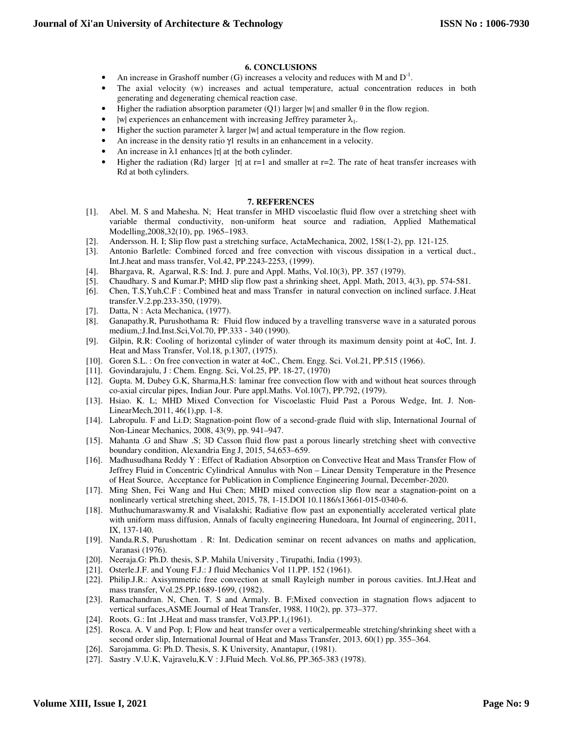## 6. CONCLUSIONS

- An increase in Grashoff number (G) increases a velocity and reduces with M and $D^{-1}$.
- The axial velocity (w) increases and actual temperature, actual concentration reduces in both generating and degenerating chemical reaction case.
- Higher the radiation absorption parameter (Q1) larger |w| and smaller θ in the flow region.
- |w| experiences an enhancement with increasing Jeffrey parameter $\lambda_1$.
- Higher the suction parameter λ larger |w| and actual temperature in the flow region.
- An increase in the density ratio γ1 results in an enhancement in a velocity.
- An increase in λ1 enhances |τ| at the both cylinder.
- Higher the radiation (Rd) larger |τ| at r=1 and smaller at r=2. The rate of heat transfer increases with Rd at both cylinders.

## 7. REFERENCES

[1]. Abel. M. S and Mahesha. N; Heat transfer in MHD viscoelastic fluid flow over a stretching sheet with variable thermal conductivity, non-uniform heat source and radiation, Applied Mathematical Modelling,2008,32(10), pp. 1965–1983.

[2]. Andersson. H. I; Slip flow past a stretching surface, ActaMechanica, 2002, 158(1-2), pp. 121-125.

[3]. Antonio Barletle: Combined forced and free convection with viscous dissipation in a vertical duct., Int.J.heat and mass transfer, Vol.42, PP.2243-2253, (1999).

[4]. Bhargava, R, Agarwal, R.S: Ind. J. pure and Appl. Maths, Vol.10(3), PP. 357 (1979).

[5]. Chaudhary. S and Kumar.P; MHD slip flow past a shrinking sheet, Appl. Math, 2013, 4(3), pp. 574-581.

[6]. Chen, T.S,Yuh,C.F : Combined heat and mass Transfer in natural convection on inclined surface. J.Heat transfer.V.2.pp.233-350, (1979).

[7]. Datta, N : Acta Mechanica, (1977).

[8]. Ganapathy.R, Purushothama R: Fluid flow induced by a travelling transverse wave in a saturated porous medium,:J.Ind.Inst.Sci,Vol.70, PP.333 - 340 (1990).

[9]. Gilpin, R.R: Cooling of horizontal cylinder of water through its maximum density point at 4oC, Int. J. Heat and Mass Transfer, Vol.18, p.1307, (1975).

[10]. Goren S.L. : On free convection in water at 4oC., Chem. Engg. Sci. Vol.21, PP.515 (1966).

[11]. Govindarajulu, J : Chem. Engng. Sci, Vol.25, PP. 18-27, (1970)

[12]. Gupta. M, Dubey G.K, Sharma,H.S: laminar free convection flow with and without heat sources through co-axial circular pipes, Indian Jour. Pure appl.Maths. Vol.10(7), PP.792, (1979).

[13]. Hsiao. K. L; MHD Mixed Convection for Viscoelastic Fluid Past a Porous Wedge, Int. J. Non-LinearMech*,*2011, 46(1),pp. 1-8.

[14]. Labropulu. F and Li.D; Stagnation-point flow of a second-grade fluid with slip, International Journal of Non-Linear Mechanics, 2008, 43(9), pp. 941–947.

[15]. Mahanta .G and Shaw .S; 3D Casson fluid flow past a porous linearly stretching sheet with convective boundary condition, Alexandria Eng J, 2015, 54,653–659.

[16]. Madhusudhana Reddy Y : Effect of Radiation Absorption on Convective Heat and Mass Transfer Flow of Jeffrey Fluid in Concentric Cylindrical Annulus with Non – Linear Density Temperature in the Presence of Heat Source, Acceptance for Publication in Complience Engineering Journal, December-2020.

[17]. Ming Shen, Fei Wang and Hui Chen; MHD mixed convection slip flow near a stagnation-point on a nonlinearly vertical stretching sheet, 2015, 78, 1-15.DOI 10.1186/s13661-015-0340-6.

[18]. Muthuchumaraswamy.R and Visalakshi; Radiative flow past an exponentially accelerated vertical plate with uniform mass diffusion, Annals of faculty engineering Hunedoara, Int Journal of engineering, 2011, IX, 137-140.

[19]. Nanda.R.S, Purushottam . R: Int. Dedication seminar on recent advances on maths and application, Varanasi (1976).

[20]. Neeraja.G: Ph.D. thesis, S.P. Mahila University , Tirupathi, India (1993).

[21]. Osterle.J.F. and Young F.J.: J fluid Mechanics Vol 11.PP. 152 (1961).

[22]. Philip.J.R.: Axisymmetric free convection at small Rayleigh number in porous cavities. Int.J.Heat and mass transfer, Vol.25.PP.1689-1699, (1982).

[23]. Ramachandran. N, Chen. T. S and Armaly. B. F;Mixed convection in stagnation flows adjacent to vertical surfaces,ASME Journal of Heat Transfer, 1988, 110(2), pp. 373–377.

[24]. Roots. G.: Int .J.Heat and mass transfer, Vol3.PP.1,(1961).

[25]. Rosca. A. V and Pop. I; Flow and heat transfer over a verticalpermeable stretching/shrinking sheet with a second order slip, International Journal of Heat and Mass Transfer, 2013, 60(1) pp. 355–364.

[26]. Sarojamma. G: Ph.D. Thesis, S. K University, Anantapur, (1981).

[27]. Sastry .V.U.K, Vajravelu,K.V : J.Fluid Mech. Vol.86, PP.365-383 (1978).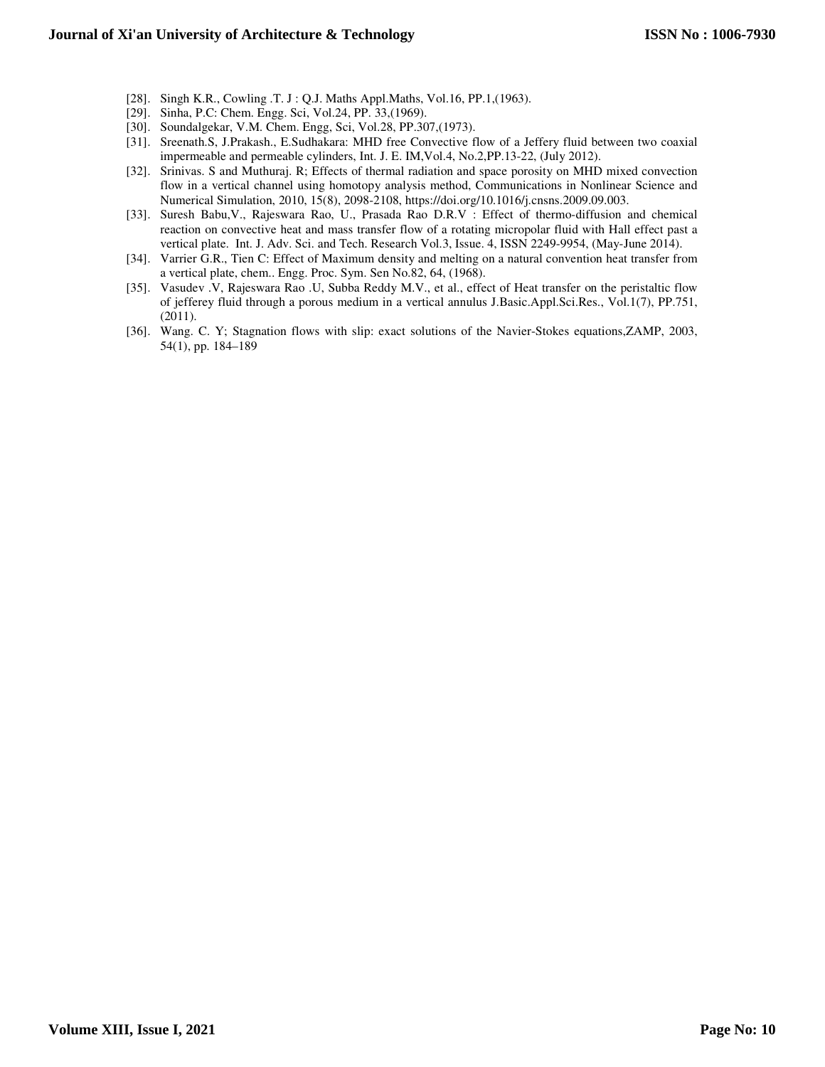[28]. Singh K.R., Cowling .T. J : Q.J. Maths Appl.Maths, Vol.16, PP.1,(1963).

[29]. Sinha, P.C: Chem. Engg. Sci, Vol.24, PP. 33,(1969).

[30]. Soundalgekar, V.M. Chem. Engg, Sci, Vol.28, PP.307,(1973).

[31]. Sreenath.S, J.Prakash., E.Sudhakara: MHD free Convective flow of a Jeffery fluid between two coaxial impermeable and permeable cylinders, Int. J. E. IM,Vol.4, No.2,PP.13-22, (July 2012).

[32]. Srinivas. S and Muthuraj. R; Effects of thermal radiation and space porosity on MHD mixed convection flow in a vertical channel using homotopy analysis method, Communications in Nonlinear Science and Numerical Simulation, 2010, 15(8), 2098-2108, https://doi.org/10.1016/j.cnsns.2009.09.003.

[33]. Suresh Babu,V., Rajeswara Rao, U., Prasada Rao D.R.V : Effect of thermo-diffusion and chemical reaction on convective heat and mass transfer flow of a rotating micropolar fluid with Hall effect past a vertical plate. Int. J. Adv. Sci. and Tech. Research Vol.3, Issue. 4, ISSN 2249-9954, (May-June 2014).

[34]. Varrier G.R., Tien C: Effect of Maximum density and melting on a natural convention heat transfer from a vertical plate, chem.. Engg. Proc. Sym. Sen No.82, 64, (1968).

[35]. Vasudev .V, Rajeswara Rao .U, Subba Reddy M.V., et al., effect of Heat transfer on the peristaltic flow of jefferey fluid through a porous medium in a vertical annulus J.Basic.Appl.Sci.Res., Vol.1(7), PP.751, (2011).

[36]. Wang. C. Y; Stagnation flows with slip: exact solutions of the Navier-Stokes equations,ZAMP, 2003, 54(1), pp. 184–189